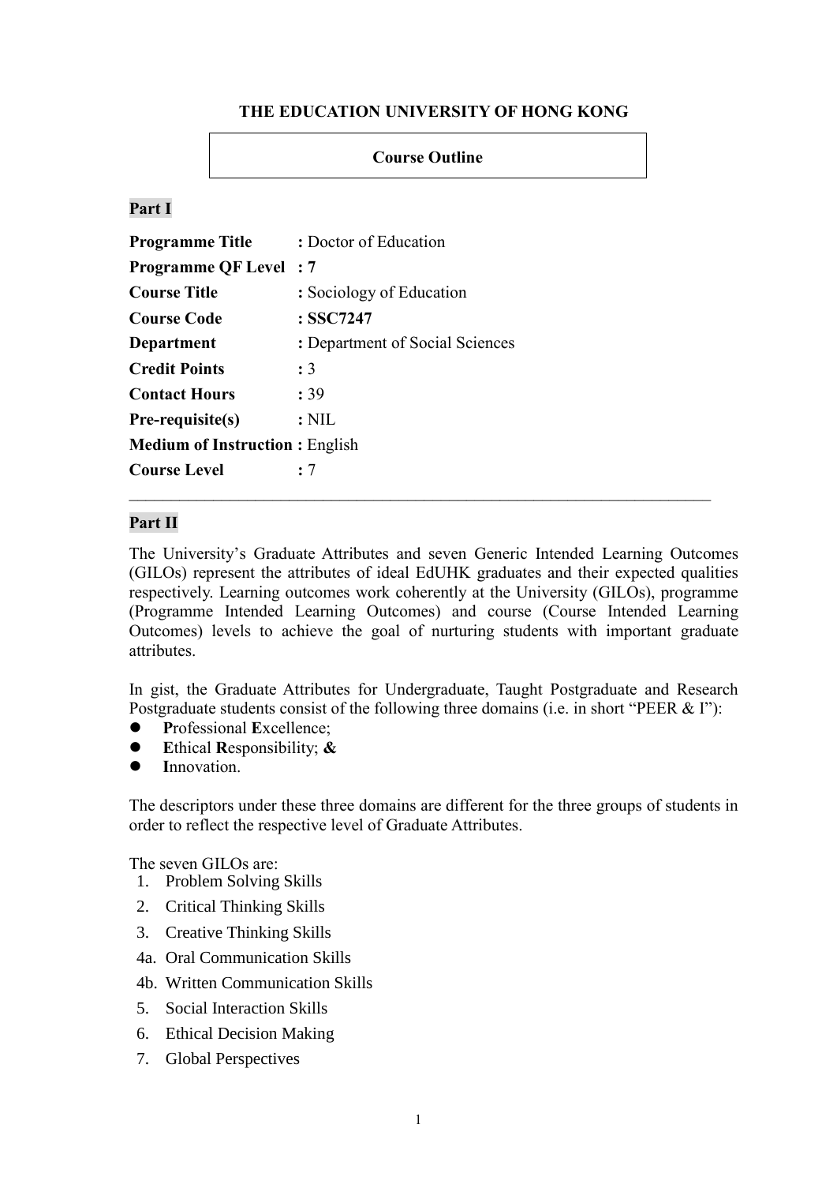# THE EDUCATION UNIVERSITY OF HONG KONG

## Course Outline

### Part I

**Programme Title** : Doctor of Education
**Programme QF Level** : **7**
**Course Title** : Sociology of Education
**Course Code** : **SSC7247**
**Department** : Department of Social Sciences
**Credit Points** : 3
**Contact Hours** : 39
**Pre-requisite(s)** : NIL
**Medium of Instruction** : English
**Course Level** : 7

---

### Part II

The University's Graduate Attributes and seven Generic Intended Learning Outcomes (GILOs) represent the attributes of ideal EdUHK graduates and their expected qualities respectively. Learning outcomes work coherently at the University (GILOs), programme (Programme Intended Learning Outcomes) and course (Course Intended Learning Outcomes) levels to achieve the goal of nurturing students with important graduate attributes.

In gist, the Graduate Attributes for Undergraduate, Taught Postgraduate and Research Postgraduate students consist of the following three domains (i.e. in short "PEER & I"):

- **P**rofessional **E**xcellence;
- **E**thical **R**esponsibility; **&**
- **I**nnovation.

The descriptors under these three domains are different for the three groups of students in order to reflect the respective level of Graduate Attributes.

The seven GILOs are:

1. Problem Solving Skills
2. Critical Thinking Skills
3. Creative Thinking Skills

4a. Oral Communication Skills

4b. Written Communication Skills

5. Social Interaction Skills
6. Ethical Decision Making
7. Global Perspectives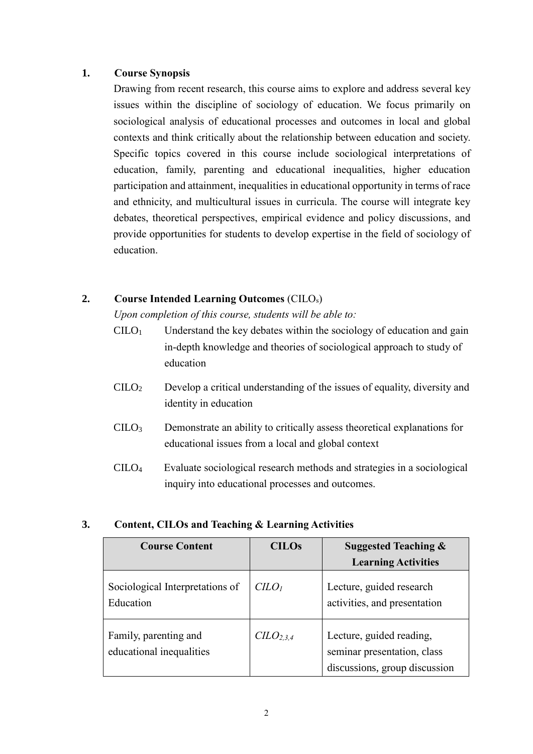## 1. Course Synopsis

Drawing from recent research, this course aims to explore and address several key issues within the discipline of sociology of education. We focus primarily on sociological analysis of educational processes and outcomes in local and global contexts and think critically about the relationship between education and society. Specific topics covered in this course include sociological interpretations of education, family, parenting and educational inequalities, higher education participation and attainment, inequalities in educational opportunity in terms of race and ethnicity, and multicultural issues in curricula. The course will integrate key debates, theoretical perspectives, empirical evidence and policy discussions, and provide opportunities for students to develop expertise in the field of sociology of education.

## 2. Course Intended Learning Outcomes ($CILO_s$)

*Upon completion of this course, students will be able to:*

- $CILO_1$ Understand the key debates within the sociology of education and gain in-depth knowledge and theories of sociological approach to study of education
- $CILO_2$ Develop a critical understanding of the issues of equality, diversity and identity in education
- $CILO_3$ Demonstrate an ability to critically assess theoretical explanations for educational issues from a local and global context
- $CILO_4$ Evaluate sociological research methods and strategies in a sociological inquiry into educational processes and outcomes.

## 3. Content, CILOs and Teaching & Learning Activities

| Course Content | CILOs | Suggested Teaching & Learning Activities |
|---|---|---|
| Sociological Interpretations of Education | $CILO_1$ | Lecture, guided research activities, and presentation |
| Family, parenting and educational inequalities | $CILO_{2,3,4}$ | Lecture, guided reading, seminar presentation, class discussions, group discussion |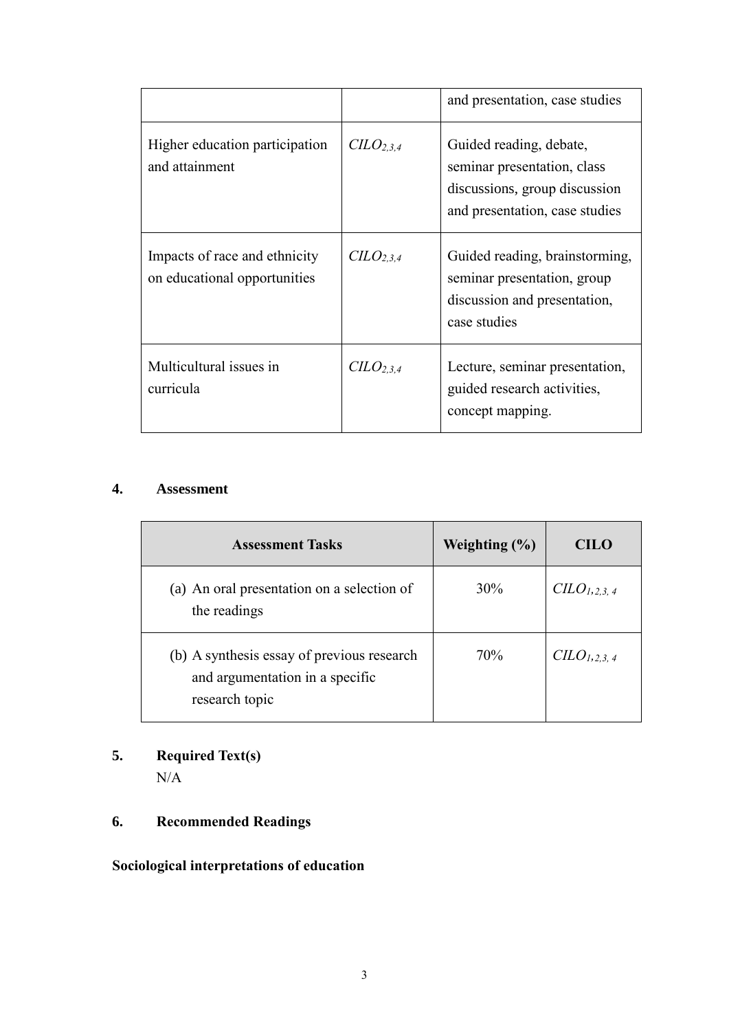| | | and presentation, case studies |
|---|---|---|
| Higher education participation and attainment | $CILO_{2,3,4}$ | Guided reading, debate, seminar presentation, class discussions, group discussion and presentation, case studies |
| Impacts of race and ethnicity on educational opportunities | $CILO_{2,3,4}$ | Guided reading, brainstorming, seminar presentation, group discussion and presentation, case studies |
| Multicultural issues in curricula | $CILO_{2,3,4}$ | Lecture, seminar presentation, guided research activities, concept mapping. |

## 4. Assessment

| Assessment Tasks | Weighting (%) | CILO |
|---|---|---|
| (a) An oral presentation on a selection of the readings | 30% | $CILO_{1,2,3,4}$ |
| (b) A synthesis essay of previous research and argumentation in a specific research topic | 70% | $CILO_{1,2,3,4}$ |

## 5. Required Text(s)

N/A

## 6. Recommended Readings

**Sociological interpretations of education**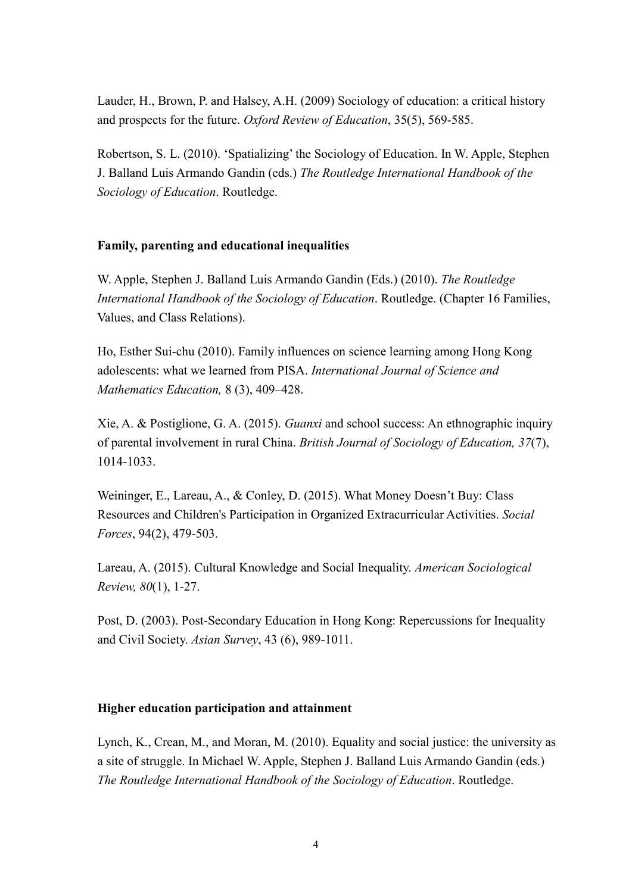Lauder, H., Brown, P. and Halsey, A.H. (2009) Sociology of education: a critical history and prospects for the future. *Oxford Review of Education*, 35(5), 569-585.

Robertson, S. L. (2010). 'Spatializing' the Sociology of Education. In W. Apple, Stephen J. Balland Luis Armando Gandin (eds.) *The Routledge International Handbook of the Sociology of Education*. Routledge.

**Family, parenting and educational inequalities**

W. Apple, Stephen J. Balland Luis Armando Gandin (Eds.) (2010). *The Routledge International Handbook of the Sociology of Education*. Routledge. (Chapter 16 Families, Values, and Class Relations).

Ho, Esther Sui-chu (2010). Family influences on science learning among Hong Kong adolescents: what we learned from PISA. *International Journal of Science and Mathematics Education,* 8 (3), 409–428.

Xie, A. & Postiglione, G. A. (2015). *Guanxi* and school success: An ethnographic inquiry of parental involvement in rural China. *British Journal of Sociology of Education, 37*(7), 1014-1033.

Weininger, E., Lareau, A., & Conley, D. (2015). What Money Doesn't Buy: Class Resources and Children's Participation in Organized Extracurricular Activities. *Social Forces*, 94(2), 479-503.

Lareau, A. (2015). Cultural Knowledge and Social Inequality. *American Sociological Review, 80*(1), 1-27.

Post, D. (2003). Post-Secondary Education in Hong Kong: Repercussions for Inequality and Civil Society. *Asian Survey*, 43 (6), 989-1011.

**Higher education participation and attainment**

Lynch, K., Crean, M., and Moran, M. (2010). Equality and social justice: the university as a site of struggle. In Michael W. Apple, Stephen J. Balland Luis Armando Gandin (eds.) *The Routledge International Handbook of the Sociology of Education*. Routledge.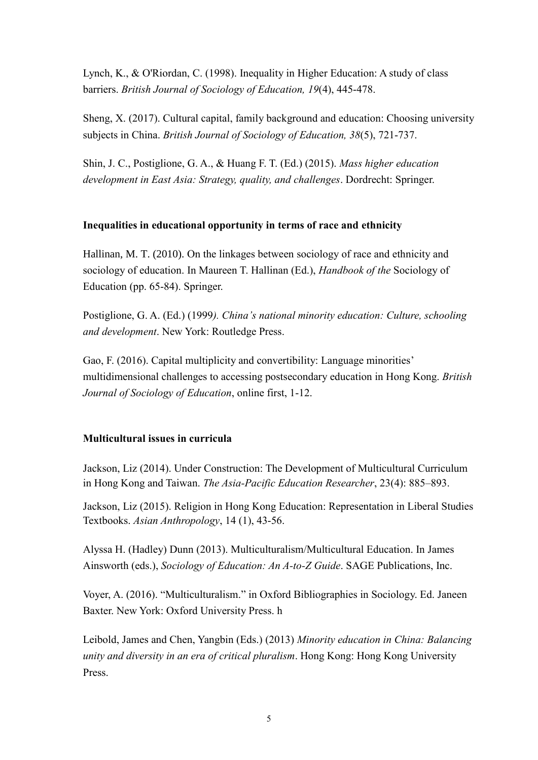Lynch, K., & O'Riordan, C. (1998). Inequality in Higher Education: A study of class barriers. *British Journal of Sociology of Education, 19*(4), 445-478.

Sheng, X. (2017). Cultural capital, family background and education: Choosing university subjects in China. *British Journal of Sociology of Education, 38*(5), 721-737.

Shin, J. C., Postiglione, G. A., & Huang F. T. (Ed.) (2015). *Mass higher education development in East Asia: Strategy, quality, and challenges*. Dordrecht: Springer.

**Inequalities in educational opportunity in terms of race and ethnicity**

Hallinan, M. T. (2010). On the linkages between sociology of race and ethnicity and sociology of education. In Maureen T. Hallinan (Ed.), *Handbook of the* Sociology of Education (pp. 65-84). Springer.

Postiglione, G. A. (Ed.) (1999*). China's national minority education: Culture, schooling and development*. New York: Routledge Press.

Gao, F. (2016). Capital multiplicity and convertibility: Language minorities' multidimensional challenges to accessing postsecondary education in Hong Kong. *British Journal of Sociology of Education*, online first, 1-12.

**Multicultural issues in curricula**

Jackson, Liz (2014). Under Construction: The Development of Multicultural Curriculum in Hong Kong and Taiwan. *The Asia-Pacific Education Researcher*, 23(4): 885–893.

Jackson, Liz (2015). Religion in Hong Kong Education: Representation in Liberal Studies Textbooks. *Asian Anthropology*, 14 (1), 43-56.

Alyssa H. (Hadley) Dunn (2013). Multiculturalism/Multicultural Education. In James Ainsworth (eds.), *Sociology of Education: An A-to-Z Guide*. SAGE Publications, Inc.

Voyer, A. (2016). "Multiculturalism." in Oxford Bibliographies in Sociology. Ed. Janeen Baxter. New York: Oxford University Press. h

Leibold, James and Chen, Yangbin (Eds.) (2013) *Minority education in China: Balancing unity and diversity in an era of critical pluralism*. Hong Kong: Hong Kong University Press.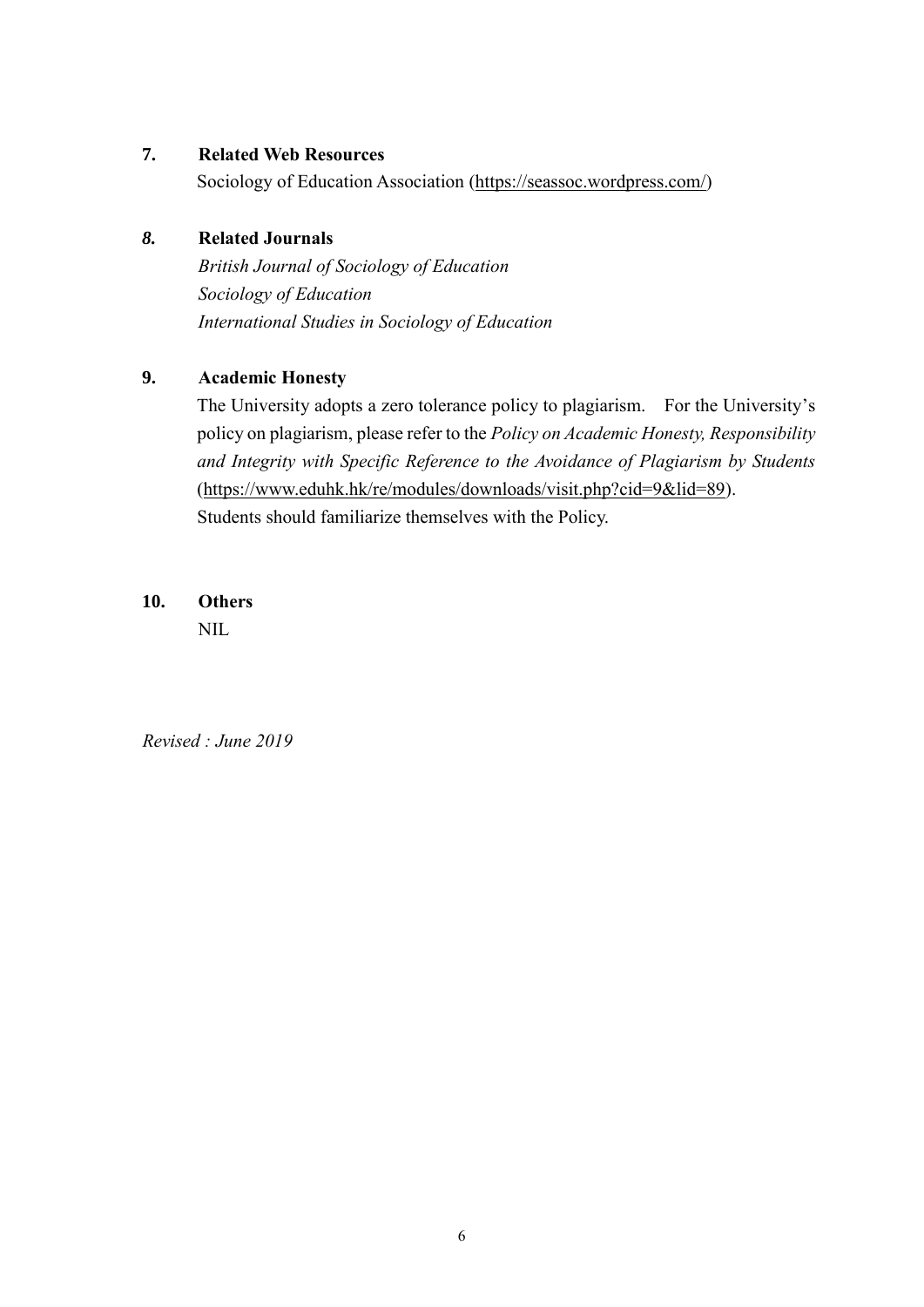**7. Related Web Resources**

Sociology of Education Association (https://seassoc.wordpress.com/)

***8.* Related Journals**

*British Journal of Sociology of Education*
*Sociology of Education*
*International Studies in Sociology of Education*

**9. Academic Honesty**

The University adopts a zero tolerance policy to plagiarism. For the University's policy on plagiarism, please refer to the *Policy on Academic Honesty, Responsibility and Integrity with Specific Reference to the Avoidance of Plagiarism by Students* (https://www.eduhk.hk/re/modules/downloads/visit.php?cid=9&lid=89). Students should familiarize themselves with the Policy.

**10. Others**

NIL

*Revised : June 2019*